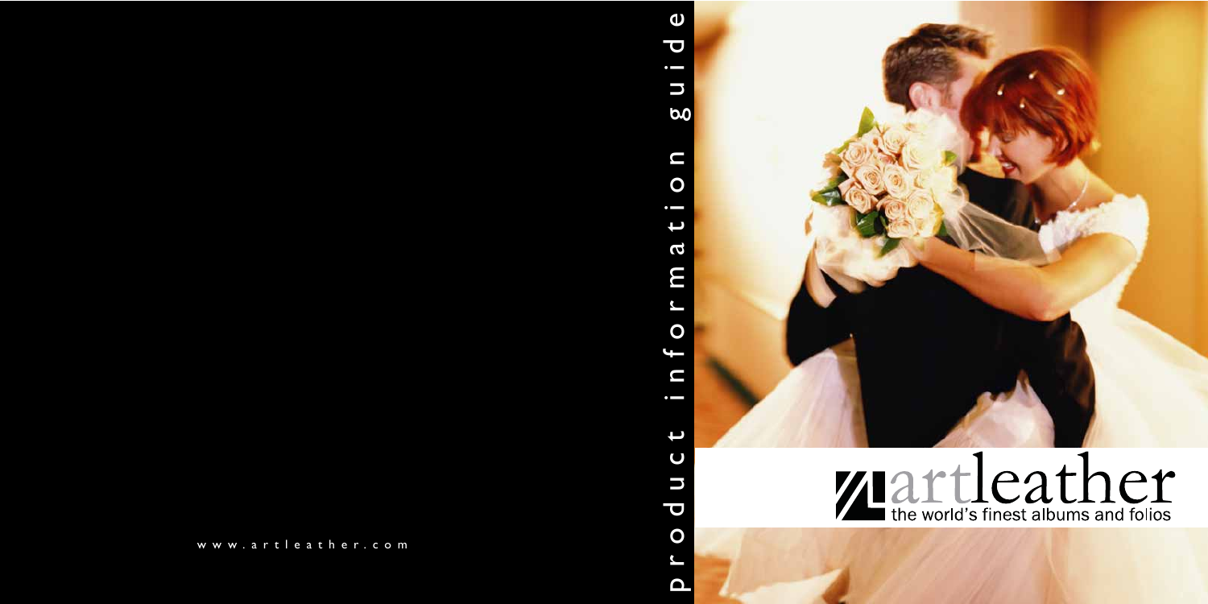# product information guide

**artleather**

the world's finest albums and folios

www.artleather.com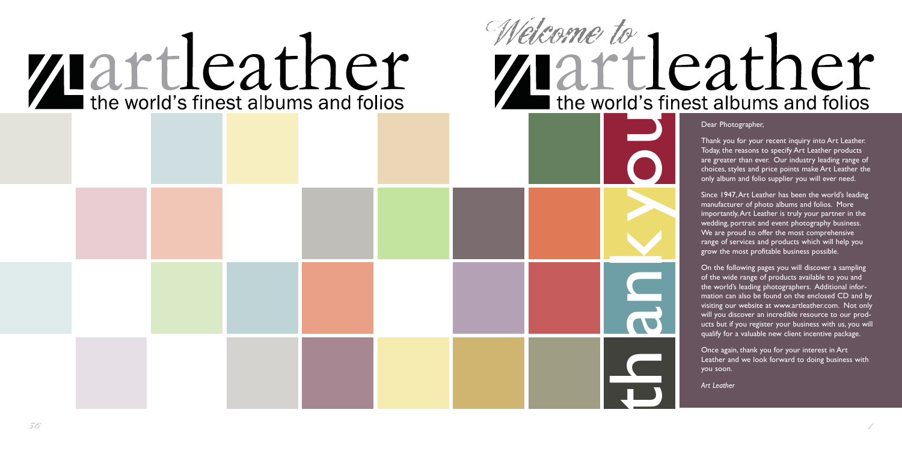# artleather

the world's finest albums and folios

*Welcome to*

# artleather

the world's finest albums and folios

thankyou

Dear Photographer,

Thank you for your recent inquiry into Art Leather. Today, the reasons to specify Art Leather products are greater than ever. Our industry leading range of choices, styles and price points make Art Leather the only album and folio supplier you will ever need.

Since 1947, Art Leather has been the world's leading manufacturer of photo albums and folios. More importantly, Art Leather is truly your partner in the wedding, portrait and event photography business. We are proud to offer the most comprehensive range of services and products which will help you grow the most profitable business possible.

On the following pages you will discover a sampling of the wide range of products available to you and the world's leading photographers. Additional information can also be found on the enclosed CD and by visiting our website at www.artleather.com. Not only will you discover an incredible resource to our products but if you register your business with us, you will qualify for a valuable new client incentive package.

Once again, thank you for your interest in Art Leather and we look forward to doing business with you soon.

*Art Leather*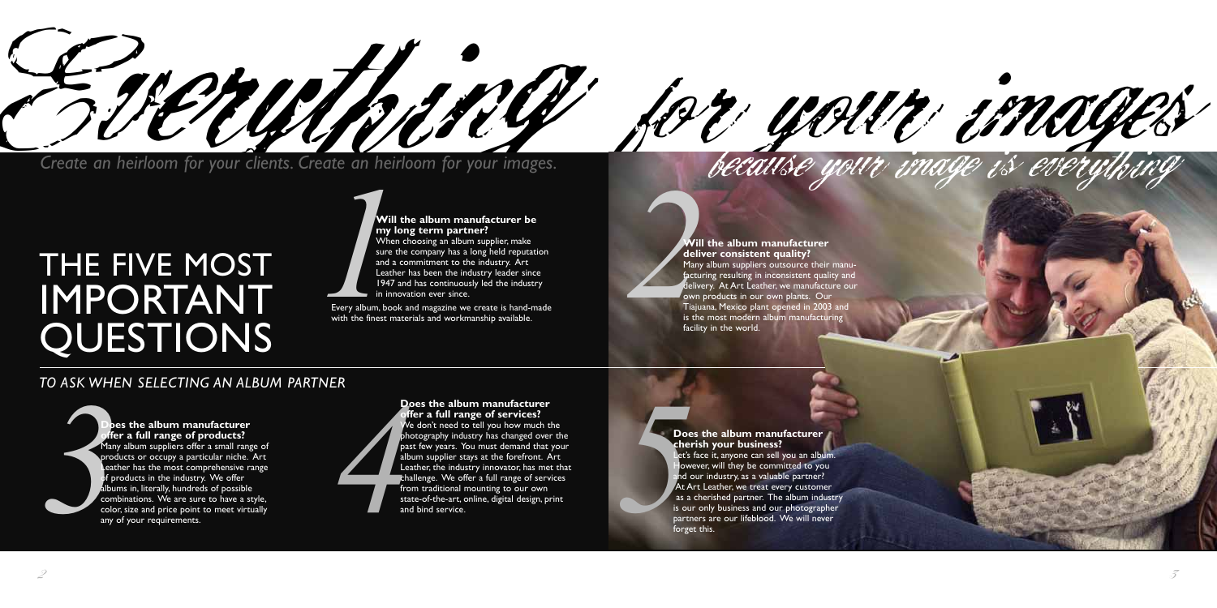# Everything for your images

*Create an heirloom for your clients. Create an heirloom for your images.*

*because your image is everything*

# THE FIVE MOST IMPORTANT QUESTIONS

*TO ASK WHEN SELECTING AN ALBUM PARTNER*

### 1

**Will the album manufacturer be my long term partner?**
When choosing an album supplier, make sure the company has a long held reputation and a commitment to the industry. Art Leather has been the industry leader since 1947 and has continuously led the industry in innovation ever since.

Every album, book and magazine we create is hand-made with the finest materials and workmanship available.

### 2

**Will the album manufacturer deliver consistent quality?**
Many album suppliers outsource their manufacturing resulting in inconsistent quality and delivery. At Art Leather, we manufacture our own products in our own plants. Our Tiajuana, Mexico plant opened in 2003 and is the most modern album manufacturing facility in the world.

### 3

**Does the album manufacturer offer a full range of products?**
Many album suppliers offer a small range of products or occupy a particular niche. Art Leather has the most comprehensive range of products in the industry. We offer albums in, literally, hundreds of possible combinations. We are sure to have a style, color, size and price point to meet virtually any of your requirements.

### 4

**Does the album manufacturer offer a full range of services?**
We don't need to tell you how much the photography industry has changed over the past few years. You must demand that your album supplier stays at the forefront. Art Leather, the industry innovator, has met that challenge. We offer a full range of services from traditional mounting to our own state-of-the-art, online, digital design, print and bind service.

### 5

**Does the album manufacturer cherish your business?**
Let's face it, anyone can sell you an album. However, will they be committed to you and our industry, as a valuable partner? At Art Leather, we treat every customer as a cherished partner. The album industry is our only business and our photographer partners are our lifeblood. We will never forget this.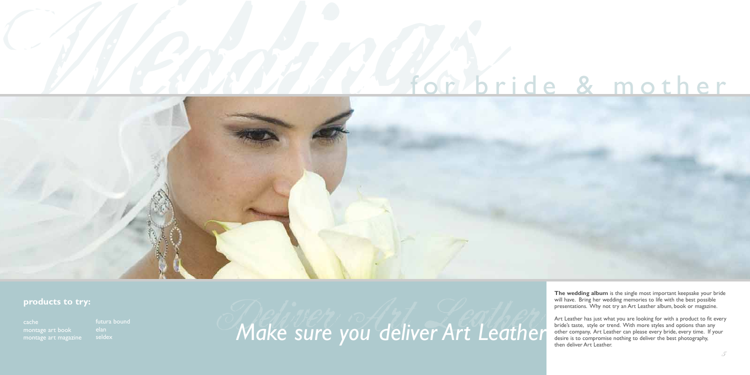# Weddings for bride & mother

**products to try:**

- cache
- montage art book
- montage art magazine
- futura bound
- elan
- seldex

*Make sure you deliver Art Leather*

**The wedding album** is the single most important keepsake your bride will have. Bring her wedding memories to life with the best possible presentations. Why not try an Art Leather album, book or magazine.

Art Leather has just what you are looking for with a product to fit every bride's taste, style or trend. With more styles and options than any other company, Art Leather can please every bride, every time. If your desire is to compromise nothing to deliver the best photography, then deliver Art Leather.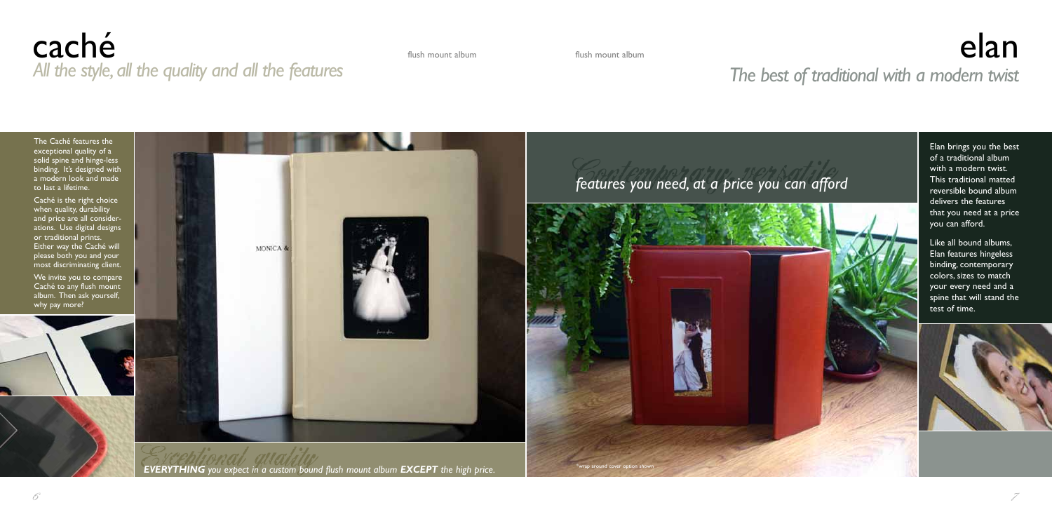# caché

*All the style, all the quality and all the features*

flush mount album

The Caché features the exceptional quality of a solid spine and hinge-less binding. It's designed with a modern look and made to last a lifetime.

Caché is the right choice when quality, durability and price are all considerations. Use digital designs or traditional prints. Either way the Caché will please both you and your most discriminating client.

We invite you to compare Caché to any flush mount album. Then ask yourself, why pay more?

*Exceptional quality*

***EVERYTHING*** *you expect in a custom bound flush mount album* ***EXCEPT*** *the high price.*

# elan

*The best of traditional with a modern twist*

flush mount album

*Contemporary versatile*

*features you need, at a price you can afford*

*wrap around cover option shown

Elan brings you the best of a traditional album with a modern twist. This traditional matted reversible bound album delivers the features that you need at a price you can afford.

Like all bound albums, Elan features hingeless binding, contemporary colors, sizes to match your every need and a spine that will stand the test of time.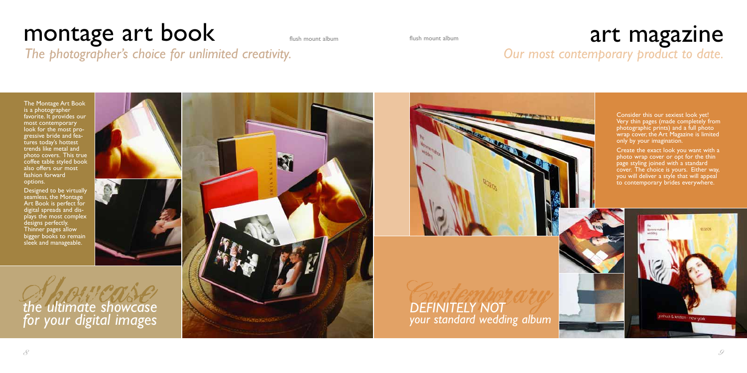# montage art book

flush mount album

*The photographer's choice for unlimited creativity.*

The Montage Art Book is a photographer favorite. It provides our most contemporary look for the most progressive bride and features today's hottest trends like metal and photo covers. This true coffee table styled book also offers our most fashion forward options.

Designed to be virtually seamless, the Montage Art Book is perfect for digital spreads and displays the most complex designs perfectly. Thinner pages allow bigger books to remain sleek and manageable.

*Showcase*

*the ultimate showcase for your digital images*

# art magazine

flush mount album

*Our most contemporary product to date.*

Consider this our sexiest look yet! Very thin pages (made completely from photographic prints) and a full photo wrap cover, the Art Magazine is limited only by your imagination.

Create the exact look you want with a photo wrap cover or opt for the thin page styling joined with a standard cover. The choice is yours. Either way, you will deliver a style that will appeal to contemporary brides everywhere.

*Contemporary*

*DEFINITELY NOT your standard wedding album*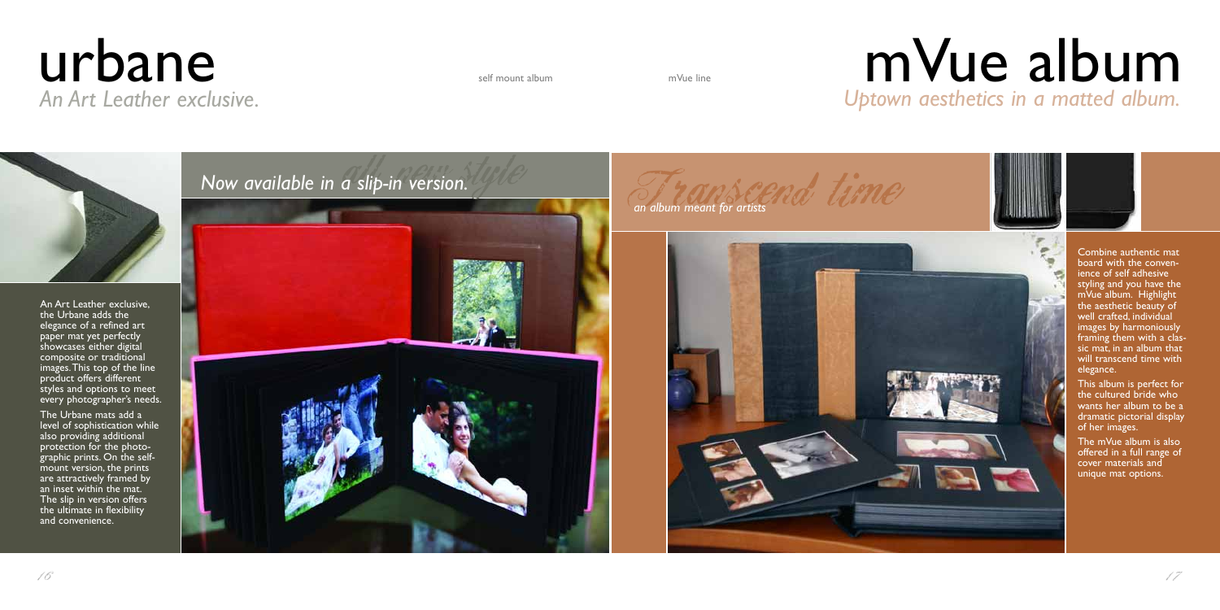# urbane

*An Art Leather exclusive.*

self mount album

mVue line

# mVue album

*Uptown aesthetics in a matted album.*

An Art Leather exclusive, the Urbane adds the elegance of a refined art paper mat yet perfectly showcases either digital composite or traditional images. This top of the line product offers different styles and options to meet every photographer's needs.

The Urbane mats add a level of sophistication while also providing additional protection for the photographic prints. On the self-mount version, the prints are attractively framed by an inset within the mat. The slip in version offers the ultimate in flexibility and convenience.

*all new style*

*Now available in a slip-in version.*

*Transcend time*

*an album meant for artists*

Combine authentic mat board with the convenience of self adhesive styling and you have the mVue album. Highlight the aesthetic beauty of well crafted, individual images by harmoniously framing them with a classic mat, in an album that will transcend time with elegance.

This album is perfect for the cultured bride who wants her album to be a dramatic pictorial display of her images.

The mVue album is also offered in a full range of cover materials and unique mat options.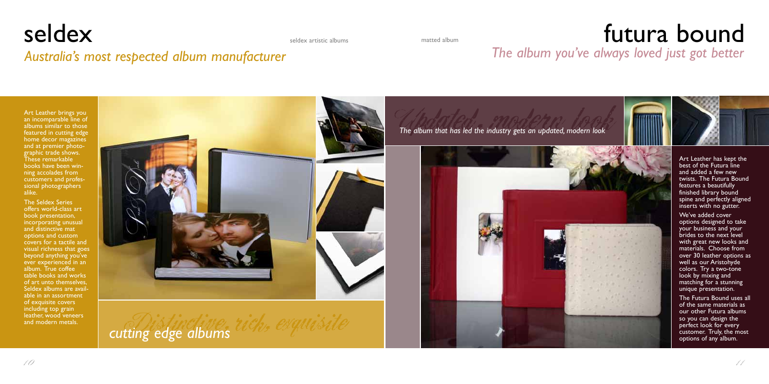# seldex

*Australia's most respected album manufacturer*

seldex artistic albums

Art Leather brings you an incomparable line of albums similar to those featured in cutting edge home decor magazines and at premier photographic trade shows. These remarkable books have been winning accolades from customers and professional photographers alike.

The Seldex Series offers world-class art book presentation, incorporating unusual and distinctive mat options and custom covers for a tactile and visual richness that goes beyond anything you've ever experienced in an album. True coffee table books and works of art unto themselves, Seldex albums are available in an assortment of exquisite covers including top grain leather, wood veneers and modern metals.

*Distinctive, rich, exquisite*

*cutting edge albums*

# futura bound

*The album you've always loved just got better*

matted album

*Updated, modern look*

*The album that has led the industry gets an updated, modern look*

Art Leather has kept the best of the Futura line and added a few new twists. The Futura Bound features a beautifully finished library bound spine and perfectly aligned inserts with no gutter.

We've added cover options designed to take your business and your brides to the next level with great new looks and materials. Choose from over 30 leather options as well as our Aristohyde colors. Try a two-tone look by mixing and matching for a stunning unique presentation.

The Futura Bound uses all of the same materials as our other Futura albums so you can design the perfect look for every customer. Truly, the most options of any album.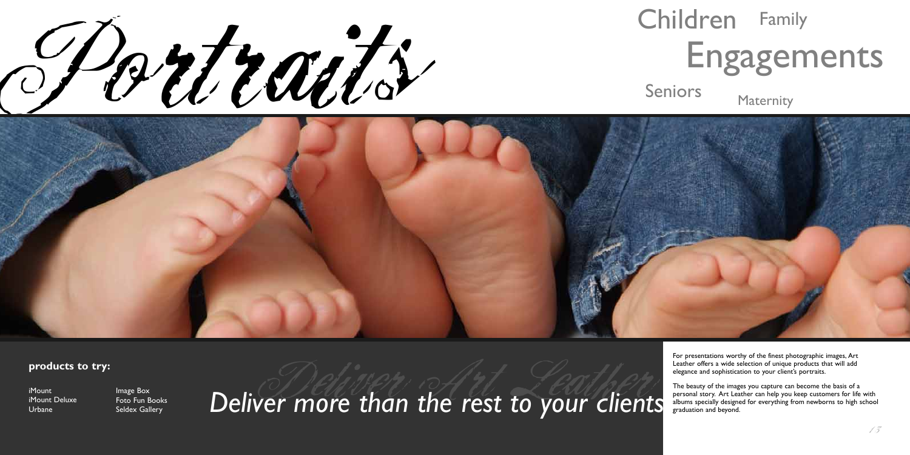# Portraits

Children Family

Engagements

Seniors Maternity

**products to try:**

- iMount
- iMount Deluxe
- Urbane
- Image Box
- Foto Fun Books
- Seldex Gallery

*Deliver more than the rest to your clients*

For presentations worthy of the finest photographic images, Art Leather offers a wide selection of unique products that will add elegance and sophistication to your client's portraits.

The beauty of the images you capture can become the basis of a personal story. Art Leather can help you keep customers for life with albums specially designed for everything from newborns to high school graduation and beyond.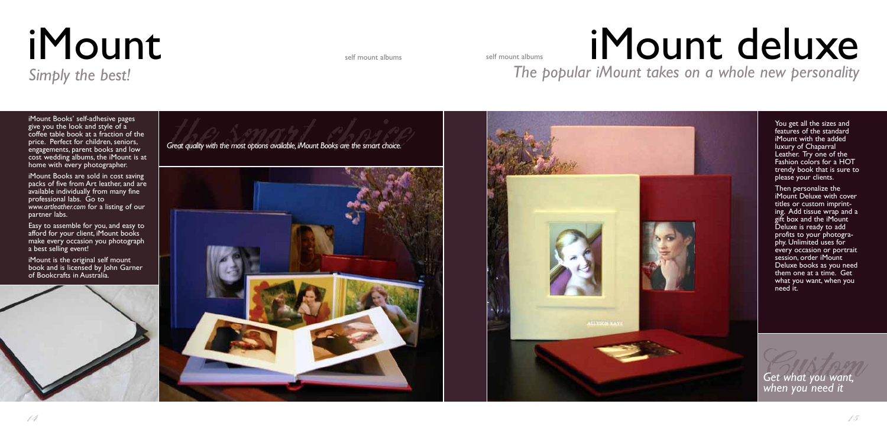# iMount

*Simply the best!*

self mount albums

iMount Books' self-adhesive pages give you the look and style of a coffee table book at a fraction of the price. Perfect for children, seniors, engagements, parent books and low cost wedding albums, the iMount is at home with every photographer.

iMount Books are sold in cost saving packs of five from Art leather, and are available individually from many fine professional labs. Go to *www.artleather.com* for a listing of our partner labs.

Easy to assemble for you, and easy to afford for your client, iMount books make every occasion you photograph a best selling event!

iMount is the original self mount book and is licensed by John Garner of Bookcrafts in Australia.

*the smart choice*

*Great quality with the most options available, iMount Books are the smart choice.*

self mount albums

# iMount deluxe

*The popular iMount takes on a whole new personality*

You get all the sizes and features of the standard iMount with the added luxury of Chaparral Leather. Try one of the Fashion colors for a HOT trendy book that is sure to please your clients.

Then personalize the iMount Deluxe with cover titles or custom imprinting. Add tissue wrap and a gift box and the iMount Deluxe is ready to add profits to your photography. Unlimited uses for every occasion or portrait session, order iMount Deluxe books as you need them one at a time. Get what you want, when you need it.

*Custom*

*Get what you want, when you need it*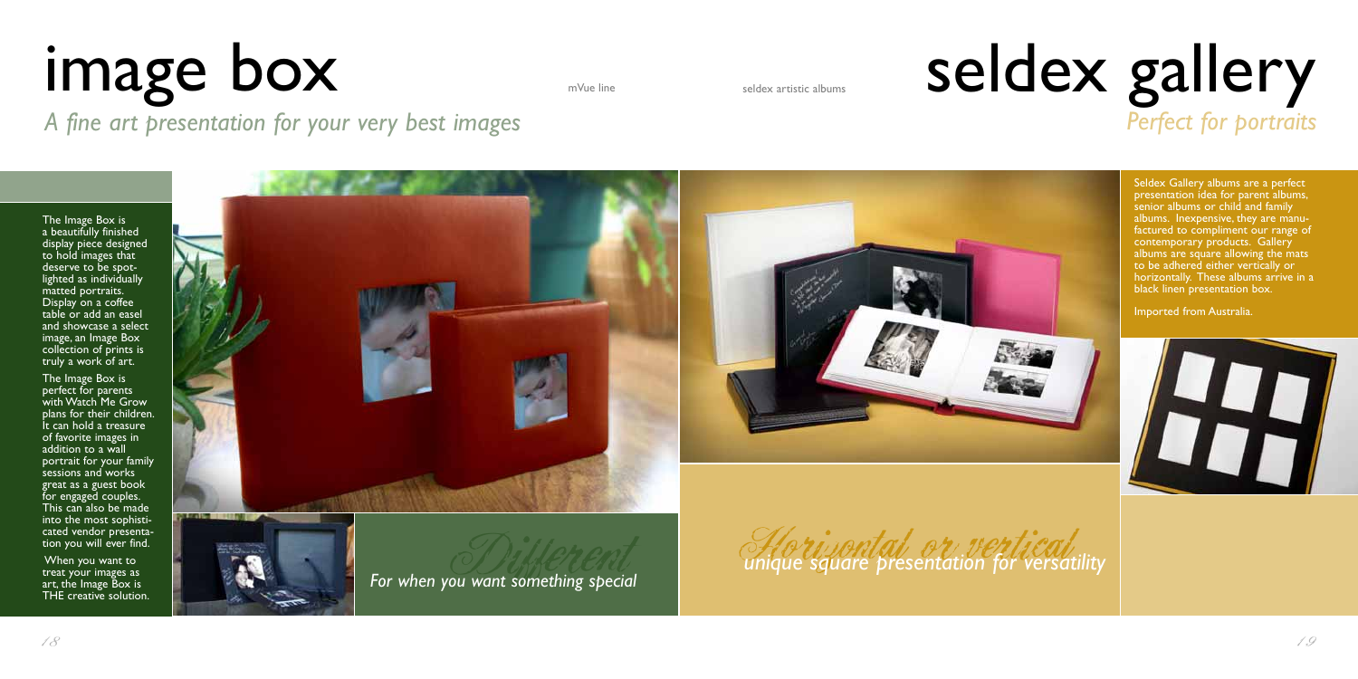# image box

*A fine art presentation for your very best images*

mVue line

seldex artistic albums

# seldex gallery

*Perfect for portraits*

The Image Box is a beautifully finished display piece designed to hold images that deserve to be spotlighted as individually matted portraits. Display on a coffee table or add an easel and showcase a select image, an Image Box collection of prints is truly a work of art.

The Image Box is perfect for parents with Watch Me Grow plans for their children. It can hold a treasure of favorite images in addition to a wall portrait for your family sessions and works great as a guest book for engaged couples. This can also be made into the most sophisticated vendor presentation you will ever find.

When you want to treat your images as art, the Image Box is THE creative solution.

*Different*

*For when you want something special*

Seldex Gallery albums are a perfect presentation idea for parent albums, senior albums or child and family albums. Inexpensive, they are manufactured to compliment our range of contemporary products. Gallery albums are square allowing the mats to be adhered either vertically or horizontally. These albums arrive in a black linen presentation box.

Imported from Australia.

*Horizontal or vertical*

*unique square presentation for versatility*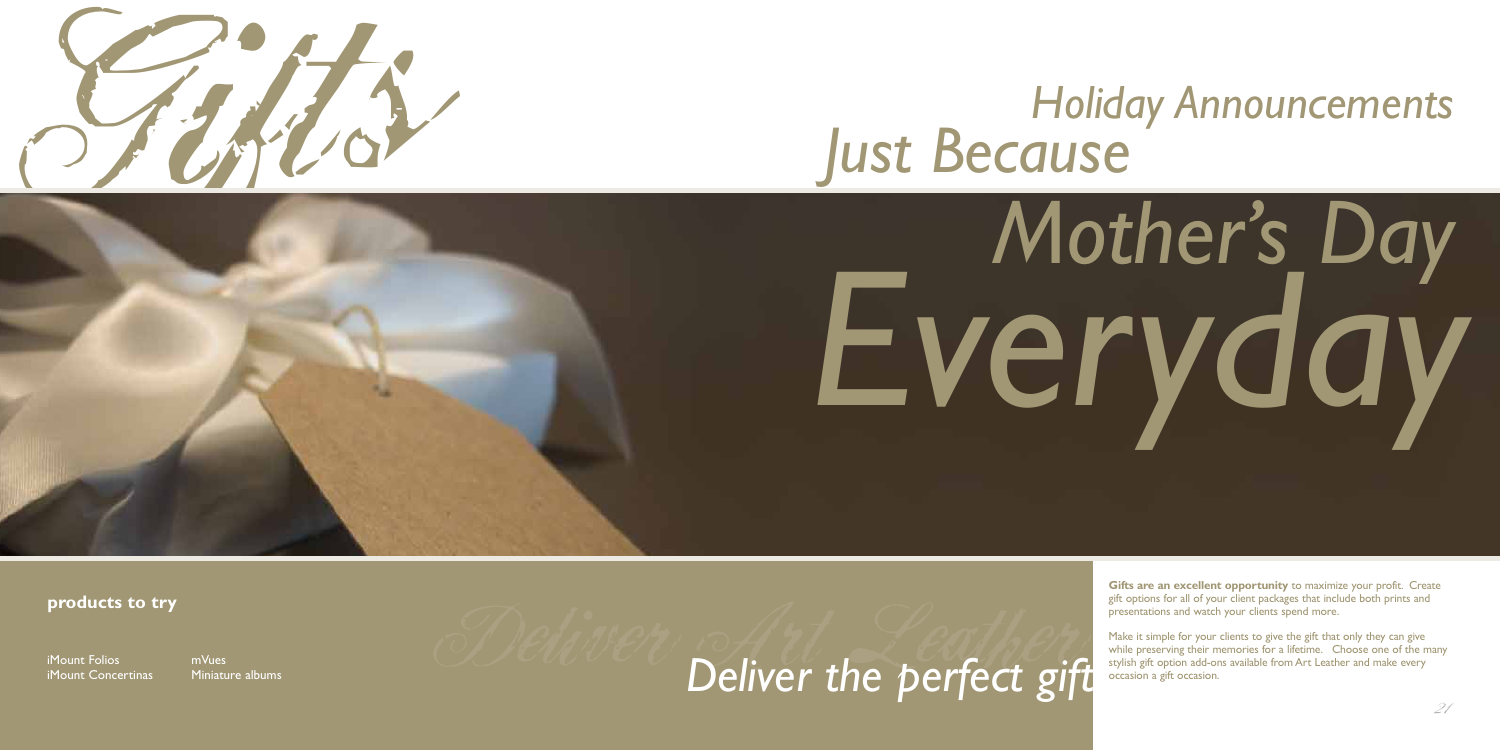# Gifts

## Holiday Announcements

## Just Because

## Mother's Day

## Everyday

**products to try**

- iMount Folios
- iMount Concertinas
- mVues
- Miniature albums

*Deliver the perfect gift*

**Gifts are an excellent opportunity** to maximize your profit. Create gift options for all of your client packages that include both prints and presentations and watch your clients spend more.

Make it simple for your clients to give the gift that only they can give while preserving their memories for a lifetime. Choose one of the many stylish gift option add-ons available from Art Leather and make every occasion a gift occasion.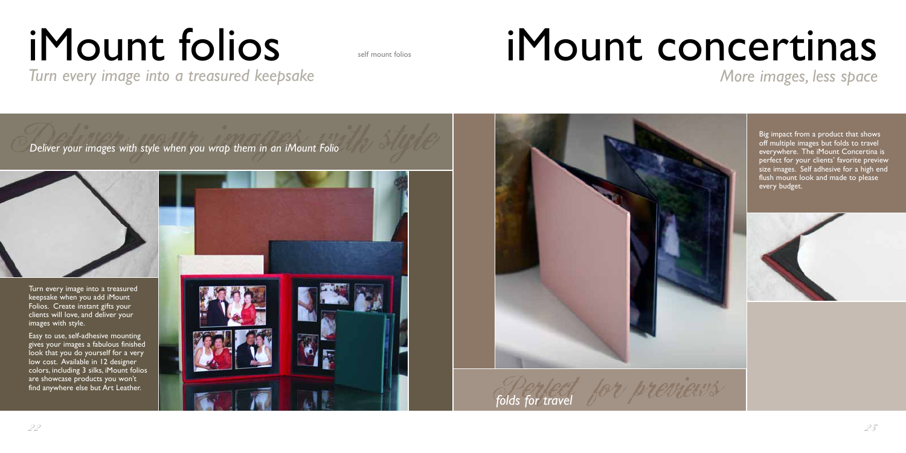# iMount folios

self mount folios

*Turn every image into a treasured keepsake*

*Deliver your images with style when you wrap them in an iMount Folio*

Turn every image into a treasured keepsake when you add iMount Folios. Create instant gifts your clients will love, and deliver your images with style.

Easy to use, self-adhesive mounting gives your images a fabulous finished look that you do yourself for a very low cost. Available in 12 designer colors, including 3 silks, iMount folios are showcase products you won't find anywhere else but Art Leather.

# iMount concertinas

*More images, less space*

Big impact from a product that shows off multiple images but folds to travel everywhere. The iMount Concertina is perfect for your clients' favorite preview size images. Self adhesive for a high end flush mount look and made to please every budget.

*Perfect for previews*

*folds for travel*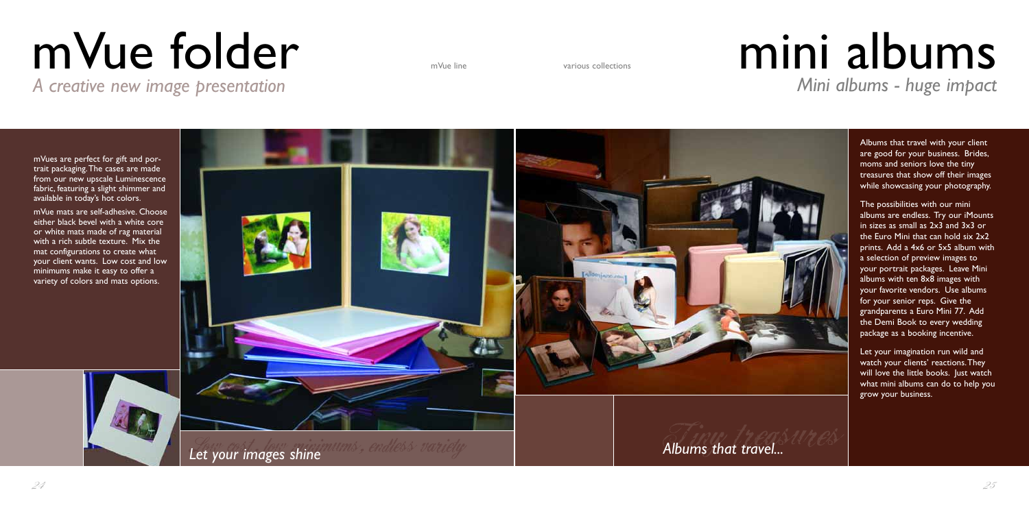# mVue folder

*A creative new image presentation*

mVue line

mVues are perfect for gift and portrait packaging. The cases are made from our new upscale Luminescence fabric, featuring a slight shimmer and available in today's hot colors.

mVue mats are self-adhesive. Choose either black bevel with a white core or white mats made of rag material with a rich subtle texture. Mix the mat configurations to create what your client wants. Low cost and low minimums make it easy to offer a variety of colors and mats options.

*Low cost, low minimums, endless variety*

*Let your images shine*

# mini albums

*Mini albums - huge impact*

various collections

Albums that travel with your client are good for your business. Brides, moms and seniors love the tiny treasures that show off their images while showcasing your photography.

The possibilities with our mini albums are endless. Try our iMounts in sizes as small as 2x3 and 3x3 or the Euro Mini that can hold six 2x2 prints. Add a 4x6 or 5x5 album with a selection of preview images to your portrait packages. Leave Mini albums with ten 8x8 images with your favorite vendors. Use albums for your senior reps. Give the grandparents a Euro Mini 77. Add the Demi Book to every wedding package as a booking incentive.

Let your imagination run wild and watch your clients' reactions. They will love the little books. Just watch what mini albums can do to help you grow your business.

*Tiny treasures*

*Albums that travel...*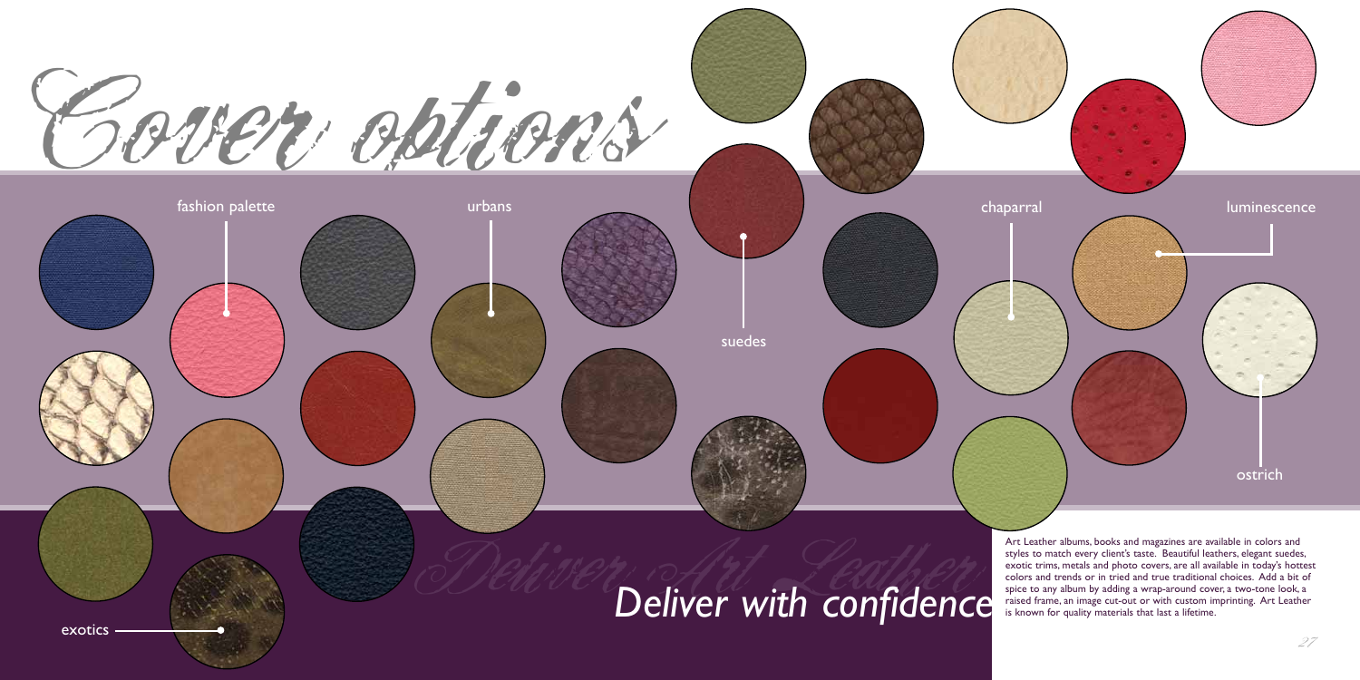# Cover options

fashion palette

urbans

suedes

chaparral

luminescence

ostrich

exotics

*Deliver with confidence*

Art Leather albums, books and magazines are available in colors and styles to match every client's taste. Beautiful leathers, elegant suedes, exotic trims, metals and photo covers, are all available in today's hottest colors and trends or in tried and true traditional choices. Add a bit of spice to any album by adding a wrap-around cover, a two-tone look, a raised frame, an image cut-out or with custom imprinting. Art Leather is known for quality materials that last a lifetime.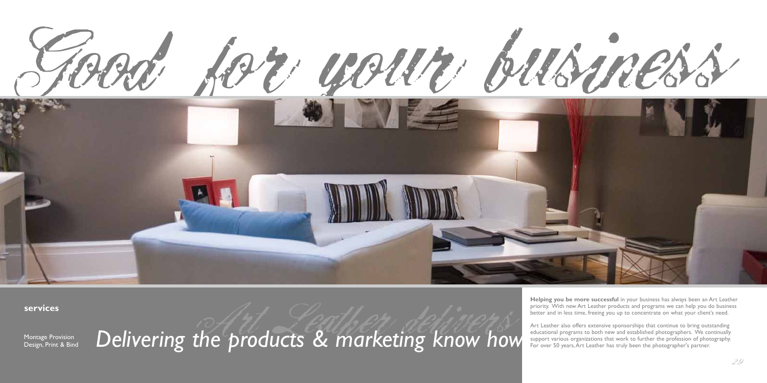# Good for your business

**services**

Montage Provision
Design, Print & Bind

*Art Leather delivers*

## *Delivering the products & marketing know how*

**Helping you be more successful** in your business has always been an Art Leather priority. With new Art Leather products and programs we can help you do business better and in less time, freeing you up to concentrate on what your client's need.

Art Leather also offers extensive sponsorships that continue to bring outstanding educational programs to both new and established photographers. We continually support various organizations that work to further the profession of photography. For over 50 years, Art Leather has truly been the photographer's partner.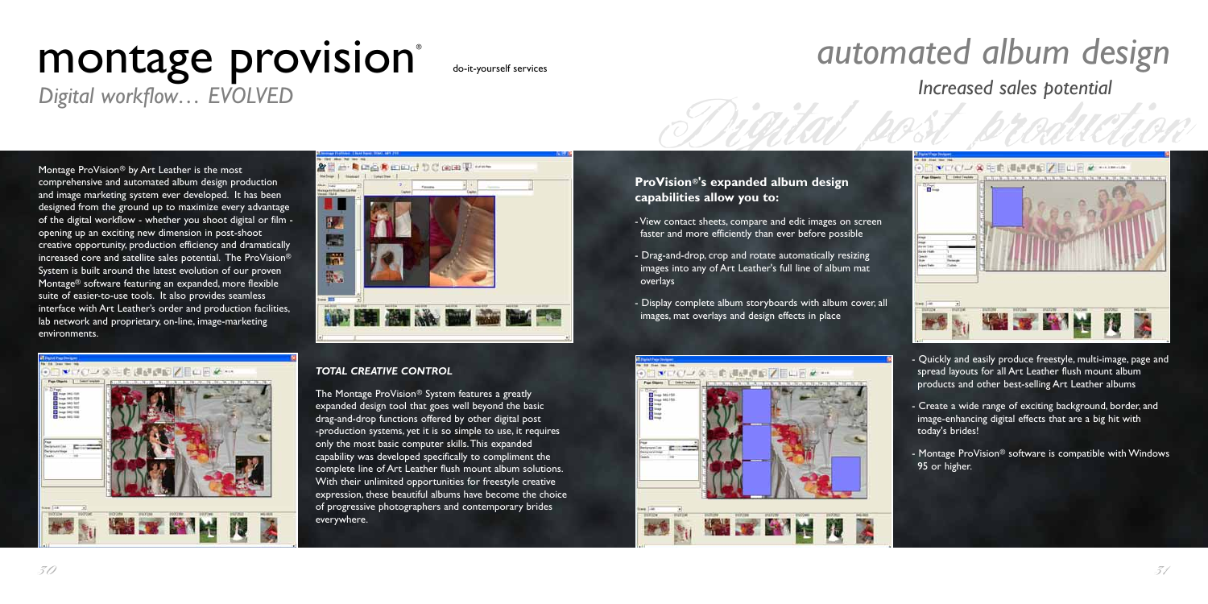# montage provision®

*Digital workflow… EVOLVED*

do-it-yourself services

# *automated album design*

*Increased sales potential*

*Digital post production*

Montage ProVision® by Art Leather is the most comprehensive and automated album design production and image marketing system ever developed. It has been designed from the ground up to maximize every advantage of the digital workflow - whether you shoot digital or film - opening up an exciting new dimension in post-shoot creative opportunity, production efficiency and dramatically increased core and satellite sales potential. The ProVision® System is built around the latest evolution of our proven Montage® software featuring an expanded, more flexible suite of easier-to-use tools. It also provides seamless interface with Art Leather's order and production facilities, lab network and proprietary, on-line, image-marketing environments.

### *TOTAL CREATIVE CONTROL*

The Montage ProVision® System features a greatly expanded design tool that goes well beyond the basic drag-and-drop functions offered by other digital post -production systems, yet it is so simple to use, it requires only the most basic computer skills. This expanded capability was developed specifically to compliment the complete line of Art Leather flush mount album solutions. With their unlimited opportunities for freestyle creative expression, these beautiful albums have become the choice of progressive photographers and contemporary brides everywhere.

### ProVision®'s expanded album design capabilities allow you to:

- View contact sheets, compare and edit images on screen faster and more efficiently than ever before possible
- Drag-and-drop, crop and rotate automatically resizing images into any of Art Leather's full line of album mat overlays
- Display complete album storyboards with album cover, all images, mat overlays and design effects in place
- Quickly and easily produce freestyle, multi-image, page and spread layouts for all Art Leather flush mount album products and other best-selling Art Leather albums
- Create a wide range of exciting background, border, and image-enhancing digital effects that are a big hit with today's brides!
- Montage ProVision® software is compatible with Windows 95 or higher.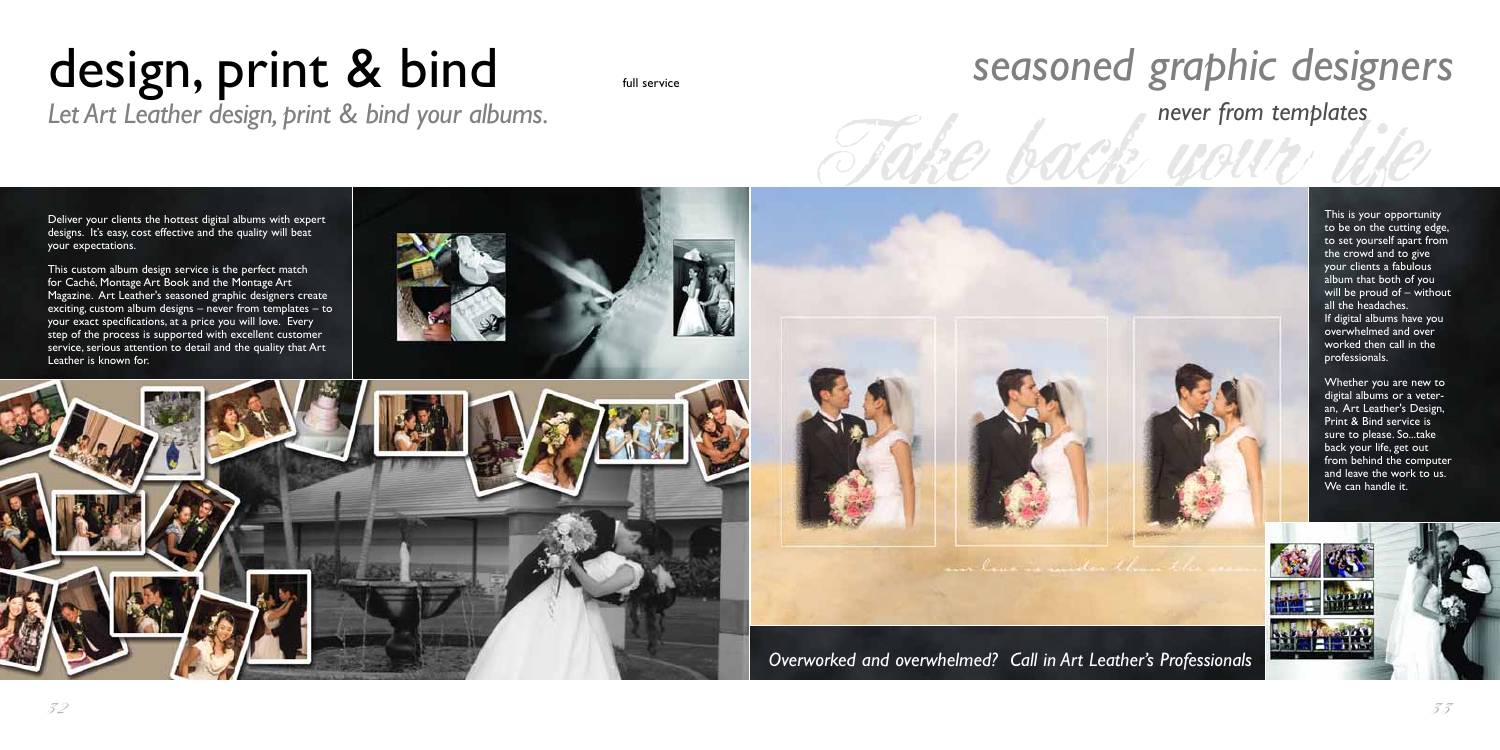# design, print & bind

full service

*Let Art Leather design, print & bind your albums.*

Deliver your clients the hottest digital albums with expert designs. It's easy, cost effective and the quality will beat your expectations.

This custom album design service is the perfect match for Caché, Montage Art Book and the Montage Art Magazine. Art Leather's seasoned graphic designers create exciting, custom album designs – never from templates – to your exact specifications, at a price you will love. Every step of the process is supported with excellent customer service, serious attention to detail and the quality that Art Leather is known for.

# *seasoned graphic designers*

*never from templates*

*Take back your life*

This is your opportunity to be on the cutting edge, to set yourself apart from the crowd and to give your clients a fabulous album that both of you will be proud of – without all the headaches. If digital albums have you overwhelmed and over worked then call in the professionals.

Whether you are new to digital albums or a veteran, Art Leather's Design, Print & Bind service is sure to please. So...take back your life, get out from behind the computer and leave the work to us. We can handle it.

*Overworked and overwhelmed? Call in Art Leather's Professionals*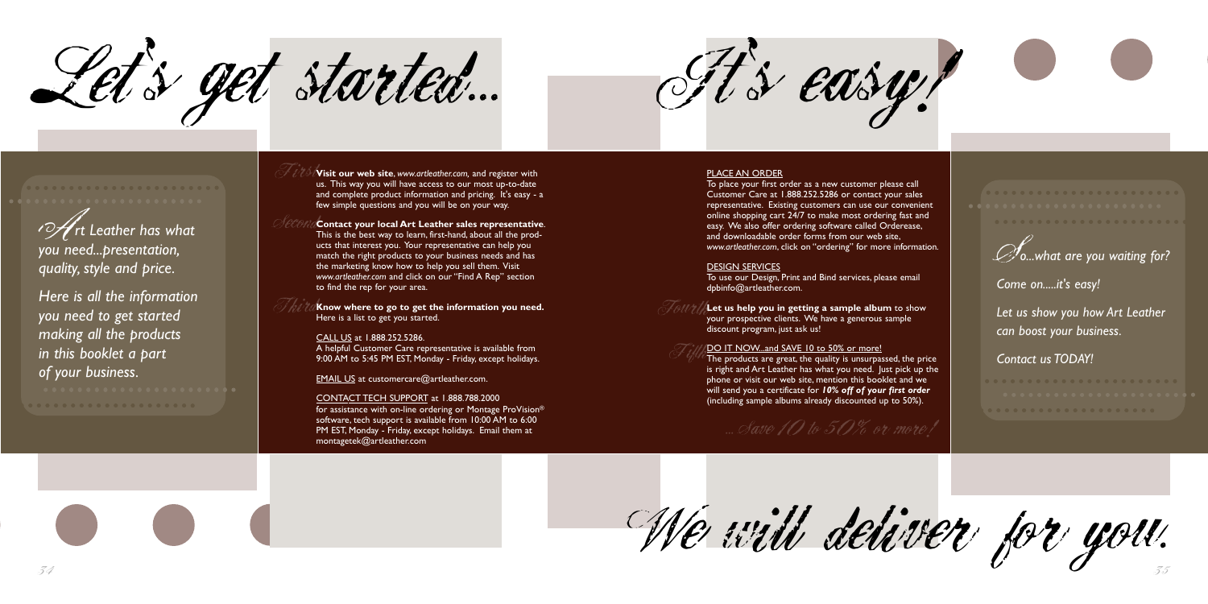# Let's get started...

*Art Leather has what you need...presentation, quality, style and price.*

*Here is all the information you need to get started making all the products in this booklet a part of your business.*

*First* **Visit our web site**, *www.artleather.com,* and register with us. This way you will have access to our most up-to-date and complete product information and pricing. It's easy - a few simple questions and you will be on your way.

*Second* **Contact your local Art Leather sales representative**. This is the best way to learn, first-hand, about all the products that interest you. Your representative can help you match the right products to your business needs and has the marketing know how to help you sell them. Visit *www.artleather.com* and click on our "Find A Rep" section to find the rep for your area.

*Third* **Know where to go to get the information you need.** Here is a list to get you started.

CALL US at 1.888.252.5286.
A helpful Customer Care representative is available from 9:00 AM to 5:45 PM EST, Monday - Friday, except holidays.

EMAIL US at customercare@artleather.com.

CONTACT TECH SUPPORT at 1.888.788.2000
for assistance with on-line ordering or Montage ProVision® software, tech support is available from 10:00 AM to 6:00 PM EST, Monday - Friday, except holidays. Email them at montagetek@artleather.com

# It's easy!

PLACE AN ORDER
To place your first order as a new customer please call Customer Care at 1.888.252.5286 or contact your sales representative. Existing customers can use our convenient online shopping cart 24/7 to make most ordering fast and easy. We also offer ordering software called Orderease, and downloadable order forms from our web site, *www.artleather.com*, click on "ordering" for more information.

DESIGN SERVICES
To use our Design, Print and Bind services, please email dpbinfo@artleather.com.

*Fourth* **Let us help you in getting a sample album** to show your prospective clients. We have a generous sample discount program, just ask us!

*Fifth* DO IT NOW...and SAVE 10 to 50% or more!
The products are great, the quality is unsurpassed, the price is right and Art Leather has what you need. Just pick up the phone or visit our web site, mention this booklet and we will send you a certificate for ***10% off of your first order*** (including sample albums already discounted up to 50%).

*... Save 10 to 50% or more!*

*So...what are you waiting for?*

*Come on.....it's easy!*

*Let us show you how Art Leather can boost your business.*

*Contact us TODAY!*

# We will deliver for you.